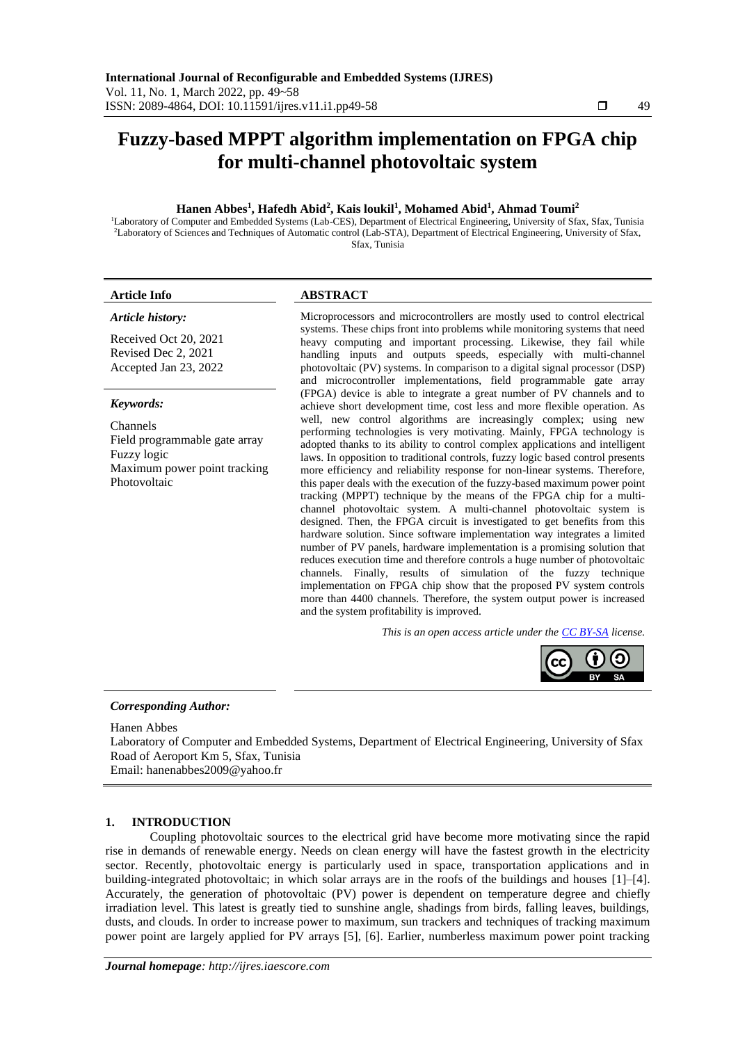# Fuzzy-based MPPT algorithm implementation on FPGA chip for multi-channel photovoltaic system

**Hanen Abbes[1], Hafedh Abid[2], Kais loukil[1], Mohamed Abid[1], Ahmad Toumi[2]**

[1]Laboratory of Computer and Embedded Systems (Lab-CES), Department of Electrical Engineering, University of Sfax, Sfax, Tunisia
[2]Laboratory of Sciences and Techniques of Automatic control (Lab-STA), Department of Electrical Engineering, University of Sfax, Sfax, Tunisia

**Article Info**

*Article history:*

Received Oct 20, 2021
Revised Dec 2, 2021
Accepted Jan 23, 2022

*Keywords:*

Channels
Field programmable gate array
Fuzzy logic
Maximum power point tracking
Photovoltaic

**ABSTRACT**

Microprocessors and microcontrollers are mostly used to control electrical systems. These chips front into problems while monitoring systems that need heavy computing and important processing. Likewise, they fail while handling inputs and outputs speeds, especially with multi-channel photovoltaic (PV) systems. In comparison to a digital signal processor (DSP) and microcontroller implementations, field programmable gate array (FPGA) device is able to integrate a great number of PV channels and to achieve short development time, cost less and more flexible operation. As well, new control algorithms are increasingly complex; using new performing technologies is very motivating. Mainly, FPGA technology is adopted thanks to its ability to control complex applications and intelligent laws. In opposition to traditional controls, fuzzy logic based control presents more efficiency and reliability response for non-linear systems. Therefore, this paper deals with the execution of the fuzzy-based maximum power point tracking (MPPT) technique by the means of the FPGA chip for a multi-channel photovoltaic system. A multi-channel photovoltaic system is designed. Then, the FPGA circuit is investigated to get benefits from this hardware solution. Since software implementation way integrates a limited number of PV panels, hardware implementation is a promising solution that reduces execution time and therefore controls a huge number of photovoltaic channels. Finally, results of simulation of the fuzzy technique implementation on FPGA chip show that the proposed PV system controls more than 4400 channels. Therefore, the system output power is increased and the system profitability is improved.

*This is an open access article under the CC BY-SA license.*

***Corresponding Author:***

Hanen Abbes
Laboratory of Computer and Embedded Systems, Department of Electrical Engineering, University of Sfax
Road of Aeroport Km 5, Sfax, Tunisia
Email: hanenabbes2009@yahoo.fr

## 1. INTRODUCTION

Coupling photovoltaic sources to the electrical grid have become more motivating since the rapid rise in demands of renewable energy. Needs on clean energy will have the fastest growth in the electricity sector. Recently, photovoltaic energy is particularly used in space, transportation applications and in building-integrated photovoltaic; in which solar arrays are in the roofs of the buildings and houses [1]–[4]. Accurately, the generation of photovoltaic (PV) power is dependent on temperature degree and chiefly irradiation level. This latest is greatly tied to sunshine angle, shadings from birds, falling leaves, buildings, dusts, and clouds. In order to increase power to maximum, sun trackers and techniques of tracking maximum power point are largely applied for PV arrays [5], [6]. Earlier, numberless maximum power point tracking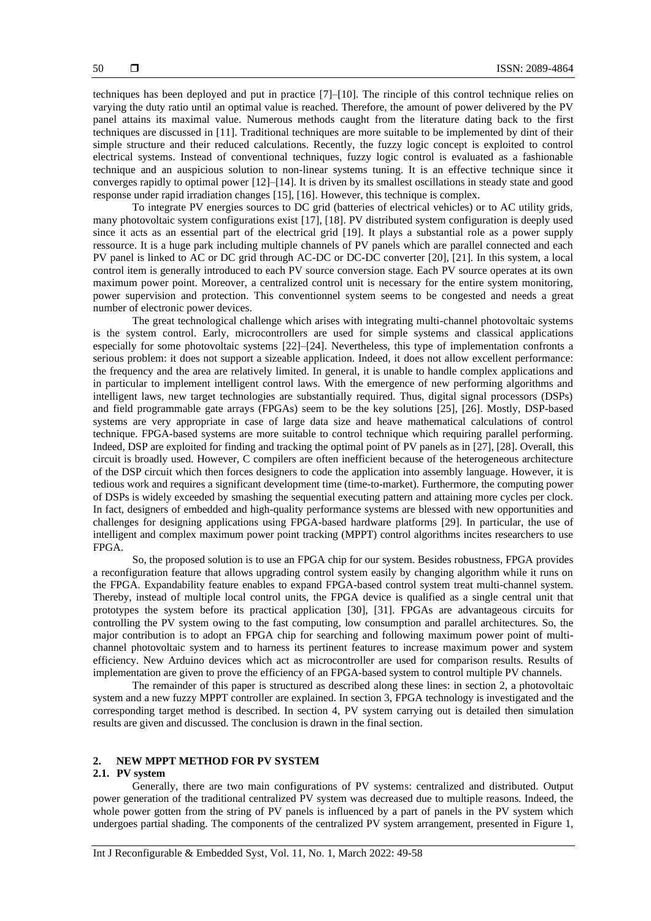techniques has been deployed and put in practice [7]–[10]. The rinciple of this control technique relies on varying the duty ratio until an optimal value is reached. Therefore, the amount of power delivered by the PV panel attains its maximal value. Numerous methods caught from the literature dating back to the first techniques are discussed in [11]. Traditional techniques are more suitable to be implemented by dint of their simple structure and their reduced calculations. Recently, the fuzzy logic concept is exploited to control electrical systems. Instead of conventional techniques, fuzzy logic control is evaluated as a fashionable technique and an auspicious solution to non-linear systems tuning. It is an effective technique since it converges rapidly to optimal power [12]–[14]. It is driven by its smallest oscillations in steady state and good response under rapid irradiation changes [15], [16]. However, this technique is complex.

To integrate PV energies sources to DC grid (batteries of electrical vehicles) or to AC utility grids, many photovoltaic system configurations exist [17], [18]. PV distributed system configuration is deeply used since it acts as an essential part of the electrical grid [19]. It plays a substantial role as a power supply ressource. It is a huge park including multiple channels of PV panels which are parallel connected and each PV panel is linked to AC or DC grid through AC-DC or DC-DC converter [20], [21]. In this system, a local control item is generally introduced to each PV source conversion stage. Each PV source operates at its own maximum power point. Moreover, a centralized control unit is necessary for the entire system monitoring, power supervision and protection. This conventionnel system seems to be congested and needs a great number of electronic power devices.

The great technological challenge which arises with integrating multi-channel photovoltaic systems is the system control. Early, microcontrollers are used for simple systems and classical applications especially for some photovoltaic systems [22]–[24]. Nevertheless, this type of implementation confronts a serious problem: it does not support a sizeable application. Indeed, it does not allow excellent performance: the frequency and the area are relatively limited. In general, it is unable to handle complex applications and in particular to implement intelligent control laws. With the emergence of new performing algorithms and intelligent laws, new target technologies are substantially required. Thus, digital signal processors (DSPs) and field programmable gate arrays (FPGAs) seem to be the key solutions [25], [26]. Mostly, DSP-based systems are very appropriate in case of large data size and heave mathematical calculations of control technique. FPGA-based systems are more suitable to control technique which requiring parallel performing. Indeed, DSP are exploited for finding and tracking the optimal point of PV panels as in [27], [28]. Overall, this circuit is broadly used. However, C compilers are often inefficient because of the heterogeneous architecture of the DSP circuit which then forces designers to code the application into assembly language. However, it is tedious work and requires a significant development time (time-to-market). Furthermore, the computing power of DSPs is widely exceeded by smashing the sequential executing pattern and attaining more cycles per clock. In fact, designers of embedded and high-quality performance systems are blessed with new opportunities and challenges for designing applications using FPGA-based hardware platforms [29]. In particular, the use of intelligent and complex maximum power point tracking (MPPT) control algorithms incites researchers to use FPGA.

So, the proposed solution is to use an FPGA chip for our system. Besides robustness, FPGA provides a reconfiguration feature that allows upgrading control system easily by changing algorithm while it runs on the FPGA. Expandability feature enables to expand FPGA-based control system treat multi-channel system. Thereby, instead of multiple local control units, the FPGA device is qualified as a single central unit that prototypes the system before its practical application [30], [31]. FPGAs are advantageous circuits for controlling the PV system owing to the fast computing, low consumption and parallel architectures. So, the major contribution is to adopt an FPGA chip for searching and following maximum power point of multi-channel photovoltaic system and to harness its pertinent features to increase maximum power and system efficiency. New Arduino devices which act as microcontroller are used for comparison results. Results of implementation are given to prove the efficiency of an FPGA-based system to control multiple PV channels.

The remainder of this paper is structured as described along these lines: in section 2, a photovoltaic system and a new fuzzy MPPT controller are explained. In section 3, FPGA technology is investigated and the corresponding target method is described. In section 4, PV system carrying out is detailed then simulation results are given and discussed. The conclusion is drawn in the final section.

## 2. NEW MPPT METHOD FOR PV SYSTEM

### 2.1. PV system

Generally, there are two main configurations of PV systems: centralized and distributed. Output power generation of the traditional centralized PV system was decreased due to multiple reasons. Indeed, the whole power gotten from the string of PV panels is influenced by a part of panels in the PV system which undergoes partial shading. The components of the centralized PV system arrangement, presented in Figure 1,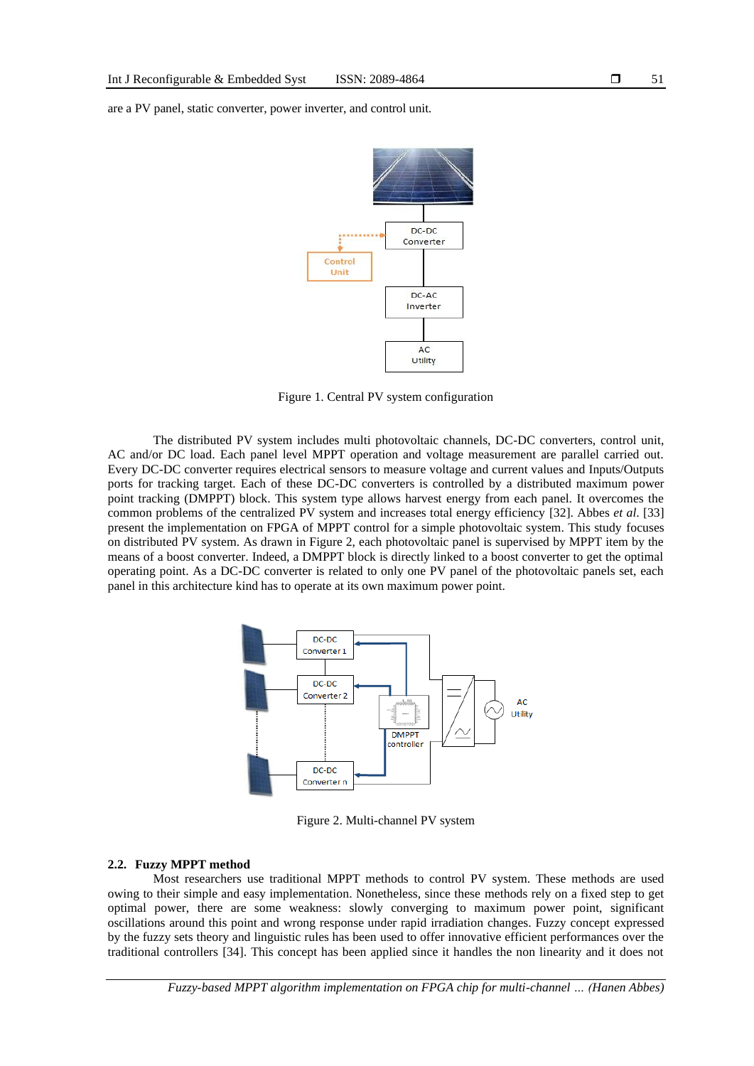are a PV panel, static converter, power inverter, and control unit.

Figure 1. Central PV system configuration

The distributed PV system includes multi photovoltaic channels, DC-DC converters, control unit, AC and/or DC load. Each panel level MPPT operation and voltage measurement are parallel carried out. Every DC-DC converter requires electrical sensors to measure voltage and current values and Inputs/Outputs ports for tracking target. Each of these DC-DC converters is controlled by a distributed maximum power point tracking (DMPPT) block. This system type allows harvest energy from each panel. It overcomes the common problems of the centralized PV system and increases total energy efficiency [32]. Abbes *et al*. [33] present the implementation on FPGA of MPPT control for a simple photovoltaic system. This study focuses on distributed PV system. As drawn in Figure 2, each photovoltaic panel is supervised by MPPT item by the means of a boost converter. Indeed, a DMPPT block is directly linked to a boost converter to get the optimal operating point. As a DC-DC converter is related to only one PV panel of the photovoltaic panels set, each panel in this architecture kind has to operate at its own maximum power point.

Figure 2. Multi-channel PV system

### 2.2. Fuzzy MPPT method

Most researchers use traditional MPPT methods to control PV system. These methods are used owing to their simple and easy implementation. Nonetheless, since these methods rely on a fixed step to get optimal power, there are some weakness: slowly converging to maximum power point, significant oscillations around this point and wrong response under rapid irradiation changes. Fuzzy concept expressed by the fuzzy sets theory and linguistic rules has been used to offer innovative efficient performances over the traditional controllers [34]. This concept has been applied since it handles the non linearity and it does not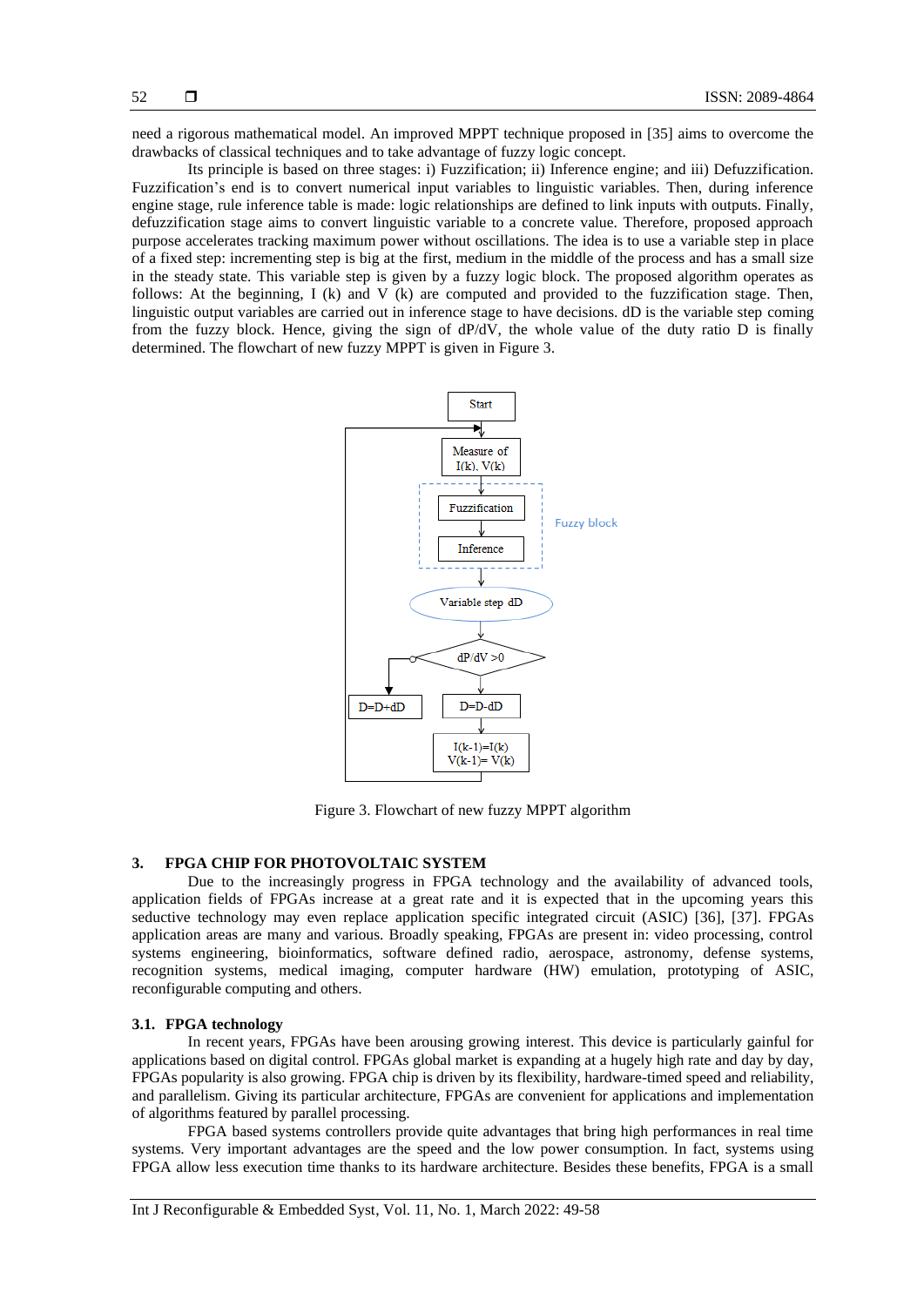need a rigorous mathematical model. An improved MPPT technique proposed in [35] aims to overcome the drawbacks of classical techniques and to take advantage of fuzzy logic concept.

Its principle is based on three stages: i) Fuzzification; ii) Inference engine; and iii) Defuzzification. Fuzzification's end is to convert numerical input variables to linguistic variables. Then, during inference engine stage, rule inference table is made: logic relationships are defined to link inputs with outputs. Finally, defuzzification stage aims to convert linguistic variable to a concrete value. Therefore, proposed approach purpose accelerates tracking maximum power without oscillations. The idea is to use a variable step in place of a fixed step: incrementing step is big at the first, medium in the middle of the process and has a small size in the steady state. This variable step is given by a fuzzy logic block. The proposed algorithm operates as follows: At the beginning, I (k) and V (k) are computed and provided to the fuzzification stage. Then, linguistic output variables are carried out in inference stage to have decisions. dD is the variable step coming from the fuzzy block. Hence, giving the sign of dP/dV, the whole value of the duty ratio D is finally determined. The flowchart of new fuzzy MPPT is given in Figure 3.

Figure 3. Flowchart of new fuzzy MPPT algorithm

## 3. FPGA CHIP FOR PHOTOVOLTAIC SYSTEM

Due to the increasingly progress in FPGA technology and the availability of advanced tools, application fields of FPGAs increase at a great rate and it is expected that in the upcoming years this seductive technology may even replace application specific integrated circuit (ASIC) [36], [37]. FPGAs application areas are many and various. Broadly speaking, FPGAs are present in: video processing, control systems engineering, bioinformatics, software defined radio, aerospace, astronomy, defense systems, recognition systems, medical imaging, computer hardware (HW) emulation, prototyping of ASIC, reconfigurable computing and others.

### 3.1. FPGA technology

In recent years, FPGAs have been arousing growing interest. This device is particularly gainful for applications based on digital control. FPGAs global market is expanding at a hugely high rate and day by day, FPGAs popularity is also growing. FPGA chip is driven by its flexibility, hardware-timed speed and reliability, and parallelism. Giving its particular architecture, FPGAs are convenient for applications and implementation of algorithms featured by parallel processing.

FPGA based systems controllers provide quite advantages that bring high performances in real time systems. Very important advantages are the speed and the low power consumption. In fact, systems using FPGA allow less execution time thanks to its hardware architecture. Besides these benefits, FPGA is a small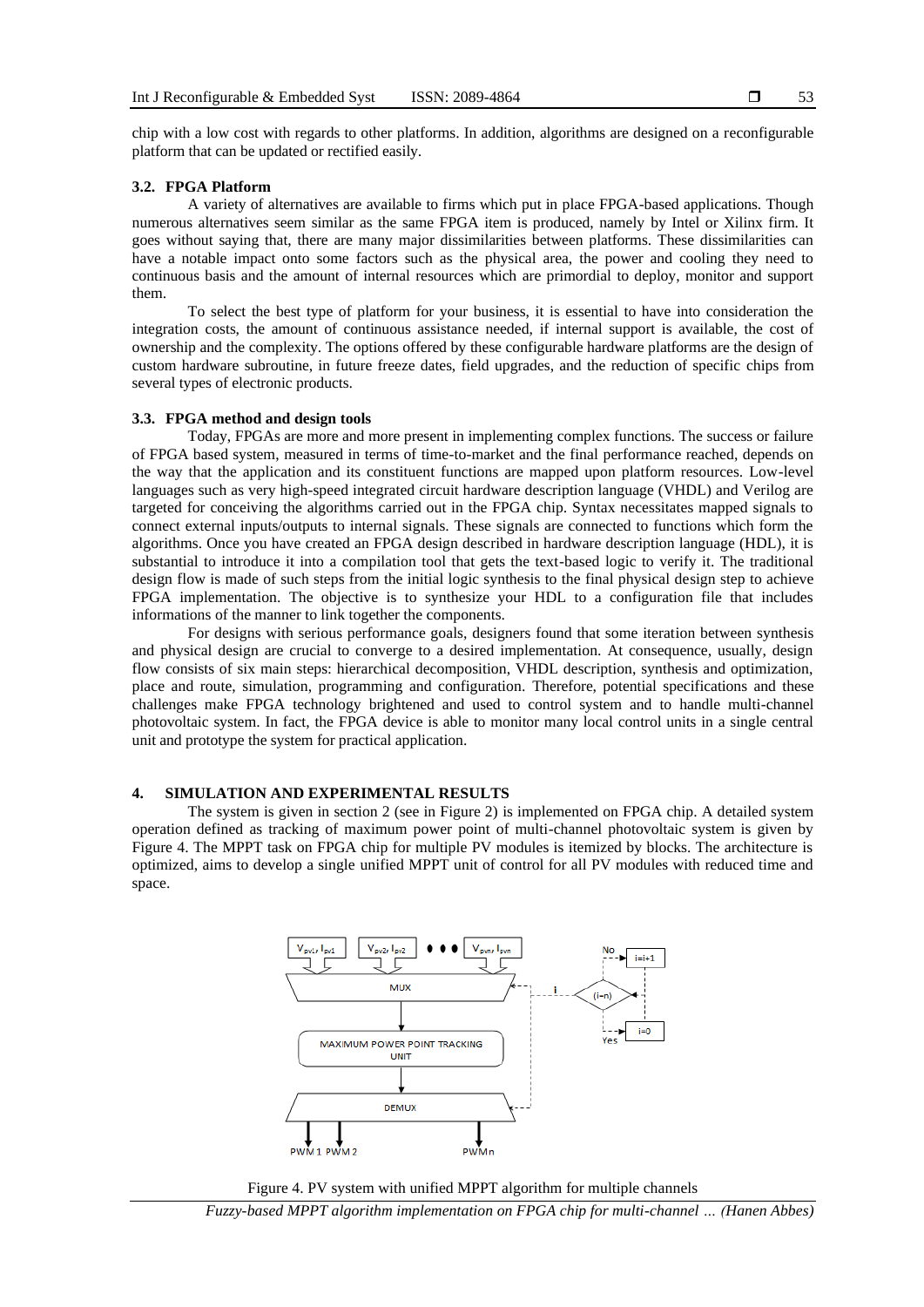chip with a low cost with regards to other platforms. In addition, algorithms are designed on a reconfigurable platform that can be updated or rectified easily.

### 3.2. FPGA Platform

A variety of alternatives are available to firms which put in place FPGA-based applications. Though numerous alternatives seem similar as the same FPGA item is produced, namely by Intel or Xilinx firm. It goes without saying that, there are many major dissimilarities between platforms. These dissimilarities can have a notable impact onto some factors such as the physical area, the power and cooling they need to continuous basis and the amount of internal resources which are primordial to deploy, monitor and support them.

To select the best type of platform for your business, it is essential to have into consideration the integration costs, the amount of continuous assistance needed, if internal support is available, the cost of ownership and the complexity. The options offered by these configurable hardware platforms are the design of custom hardware subroutine, in future freeze dates, field upgrades, and the reduction of specific chips from several types of electronic products.

### 3.3. FPGA method and design tools

Today, FPGAs are more and more present in implementing complex functions. The success or failure of FPGA based system, measured in terms of time-to-market and the final performance reached, depends on the way that the application and its constituent functions are mapped upon platform resources. Low-level languages such as very high-speed integrated circuit hardware description language (VHDL) and Verilog are targeted for conceiving the algorithms carried out in the FPGA chip. Syntax necessitates mapped signals to connect external inputs/outputs to internal signals. These signals are connected to functions which form the algorithms. Once you have created an FPGA design described in hardware description language (HDL), it is substantial to introduce it into a compilation tool that gets the text-based logic to verify it. The traditional design flow is made of such steps from the initial logic synthesis to the final physical design step to achieve FPGA implementation. The objective is to synthesize your HDL to a configuration file that includes informations of the manner to link together the components.

For designs with serious performance goals, designers found that some iteration between synthesis and physical design are crucial to converge to a desired implementation. At consequence, usually, design flow consists of six main steps: hierarchical decomposition, VHDL description, synthesis and optimization, place and route, simulation, programming and configuration. Therefore, potential specifications and these challenges make FPGA technology brightened and used to control system and to handle multi-channel photovoltaic system. In fact, the FPGA device is able to monitor many local control units in a single central unit and prototype the system for practical application.

## 4. SIMULATION AND EXPERIMENTAL RESULTS

The system is given in section 2 (see in Figure 2) is implemented on FPGA chip. A detailed system operation defined as tracking of maximum power point of multi-channel photovoltaic system is given by Figure 4. The MPPT task on FPGA chip for multiple PV modules is itemized by blocks. The architecture is optimized, aims to develop a single unified MPPT unit of control for all PV modules with reduced time and space.

Figure 4. PV system with unified MPPT algorithm for multiple channels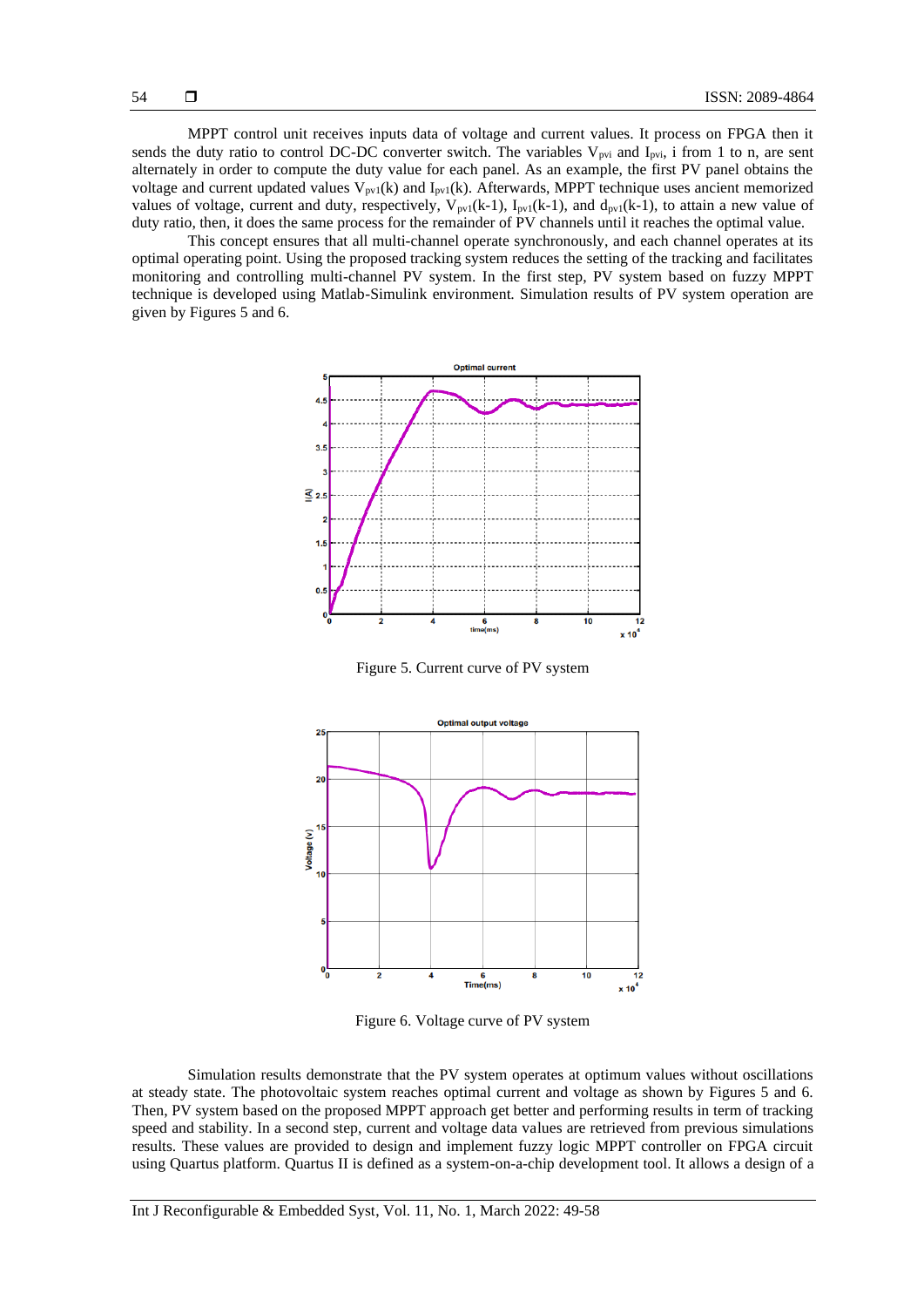MPPT control unit receives inputs data of voltage and current values. It process on FPGA then it sends the duty ratio to control DC-DC converter switch. The variables $V_{pvi}$ and $I_{pvi}$, i from 1 to n, are sent alternately in order to compute the duty value for each panel. As an example, the first PV panel obtains the voltage and current updated values $V_{pv1}(k)$ and $I_{pv1}(k)$. Afterwards, MPPT technique uses ancient memorized values of voltage, current and duty, respectively, $V_{pv1}(k-1)$, $I_{pv1}(k-1)$, and $d_{pv1}(k-1)$, to attain a new value of duty ratio, then, it does the same process for the remainder of PV channels until it reaches the optimal value.

This concept ensures that all multi-channel operate synchronously, and each channel operates at its optimal operating point. Using the proposed tracking system reduces the setting of the tracking and facilitates monitoring and controlling multi-channel PV system. In the first step, PV system based on fuzzy MPPT technique is developed using Matlab-Simulink environment. Simulation results of PV system operation are given by Figures 5 and 6.

Figure 5. Current curve of PV system

Figure 6. Voltage curve of PV system

Simulation results demonstrate that the PV system operates at optimum values without oscillations at steady state. The photovoltaic system reaches optimal current and voltage as shown by Figures 5 and 6. Then, PV system based on the proposed MPPT approach get better and performing results in term of tracking speed and stability. In a second step, current and voltage data values are retrieved from previous simulations results. These values are provided to design and implement fuzzy logic MPPT controller on FPGA circuit using Quartus platform. Quartus II is defined as a system-on-a-chip development tool. It allows a design of a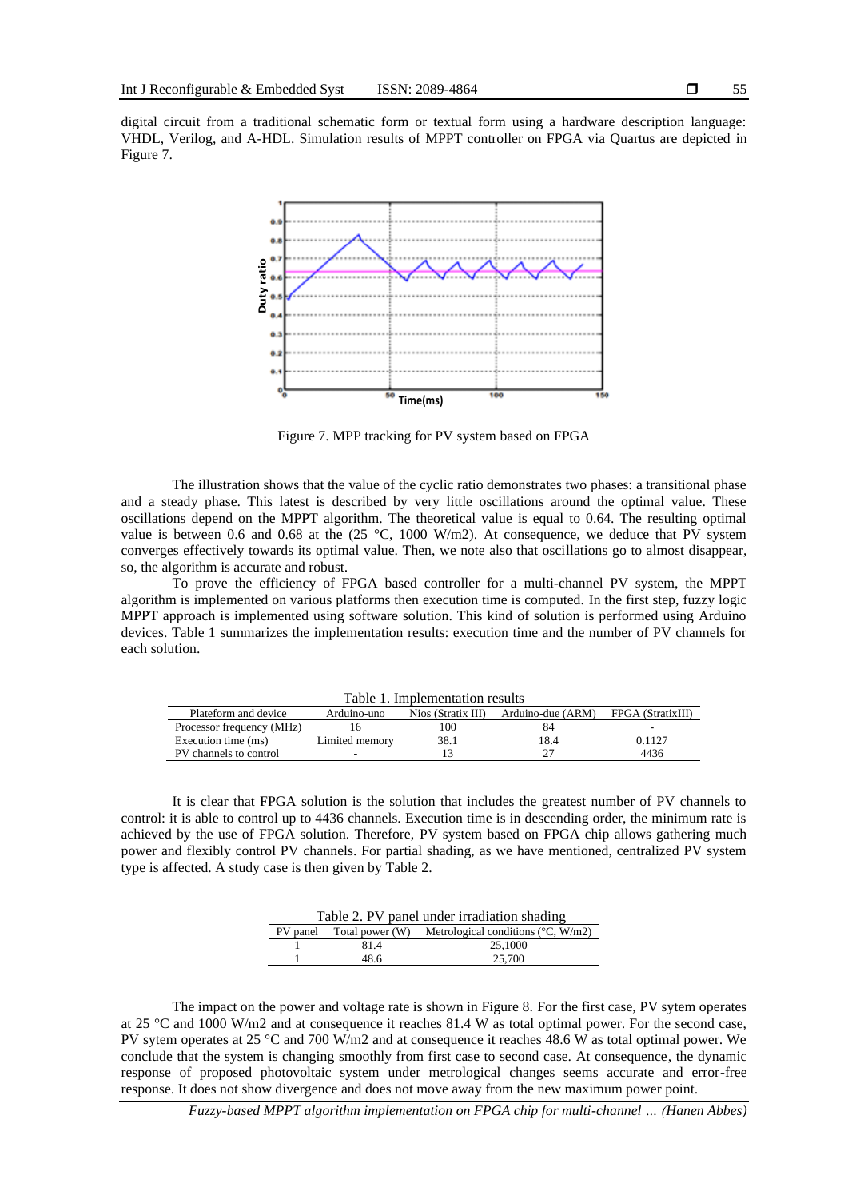digital circuit from a traditional schematic form or textual form using a hardware description language: VHDL, Verilog, and A-HDL. Simulation results of MPPT controller on FPGA via Quartus are depicted in Figure 7.

Figure 7. MPP tracking for PV system based on FPGA

The illustration shows that the value of the cyclic ratio demonstrates two phases: a transitional phase and a steady phase. This latest is described by very little oscillations around the optimal value. These oscillations depend on the MPPT algorithm. The theoretical value is equal to 0.64. The resulting optimal value is between 0.6 and 0.68 at the (25 °C, 1000 W/m2). At consequence, we deduce that PV system converges effectively towards its optimal value. Then, we note also that oscillations go to almost disappear, so, the algorithm is accurate and robust.

To prove the efficiency of FPGA based controller for a multi-channel PV system, the MPPT algorithm is implemented on various platforms then execution time is computed. In the first step, fuzzy logic MPPT approach is implemented using software solution. This kind of solution is performed using Arduino devices. Table 1 summarizes the implementation results: execution time and the number of PV channels for each solution.

Table 1. Implementation results

| Plateform and device | Arduino-uno | Nios (Stratix III) | Arduino-due (ARM) | FPGA (StratixIII) |
|---|---|---|---|---|
| Processor frequency (MHz) | 16 | 100 | 84 | - |
| Execution time (ms) | Limited memory | 38.1 | 18.4 | 0.1127 |
| PV channels to control | - | 13 | 27 | 4436 |

It is clear that FPGA solution is the solution that includes the greatest number of PV channels to control: it is able to control up to 4436 channels. Execution time is in descending order, the minimum rate is achieved by the use of FPGA solution. Therefore, PV system based on FPGA chip allows gathering much power and flexibly control PV channels. For partial shading, as we have mentioned, centralized PV system type is affected. A study case is then given by Table 2.

Table 2. PV panel under irradiation shading

| PV panel | Total power (W) | Metrological conditions (°C, W/m2) |
|---|---|---|
| 1 | 81.4 | 25,1000 |
| 1 | 48.6 | 25,700 |

The impact on the power and voltage rate is shown in Figure 8. For the first case, PV sytem operates at 25 °C and 1000 W/m2 and at consequence it reaches 81.4 W as total optimal power. For the second case, PV sytem operates at 25 °C and 700 W/m2 and at consequence it reaches 48.6 W as total optimal power. We conclude that the system is changing smoothly from first case to second case. At consequence, the dynamic response of proposed photovoltaic system under metrological changes seems accurate and error-free response. It does not show divergence and does not move away from the new maximum power point.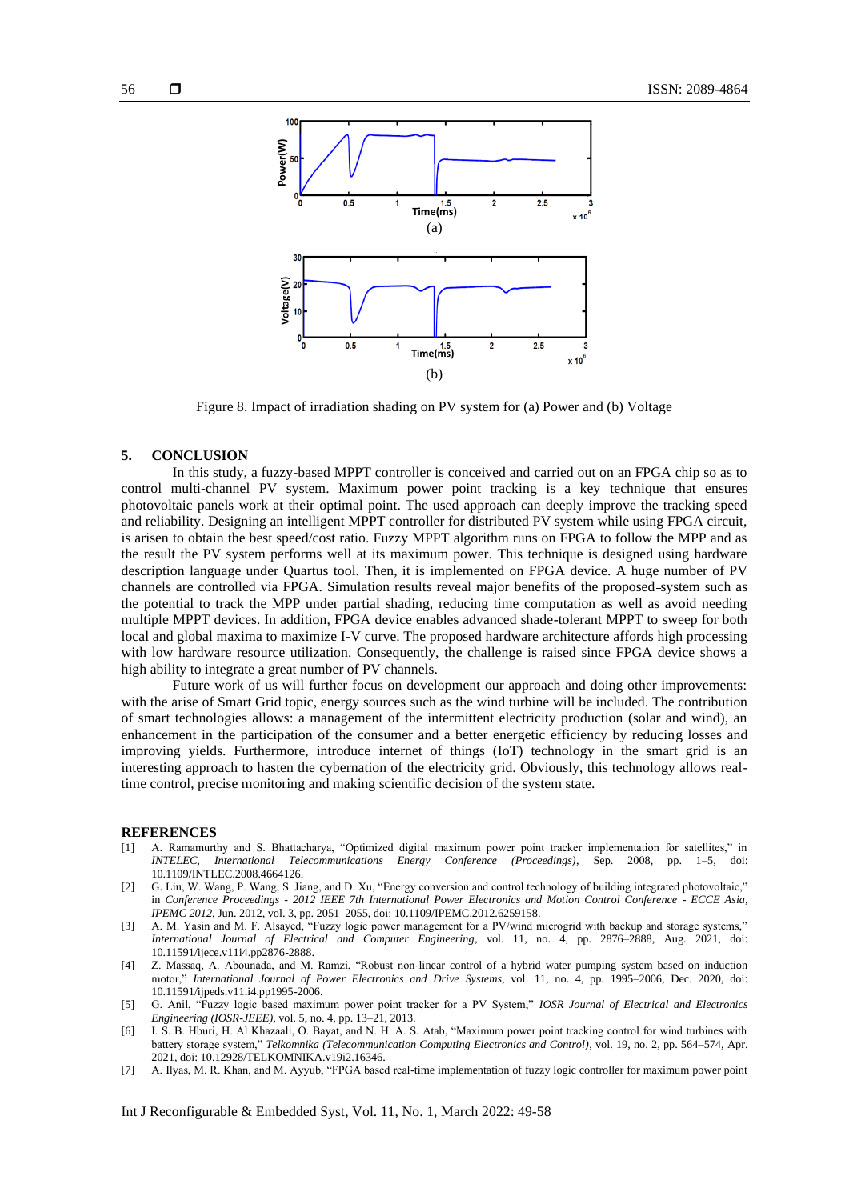Figure 8. Impact of irradiation shading on PV system for (a) Power and (b) Voltage

## 5. CONCLUSION

In this study, a fuzzy-based MPPT controller is conceived and carried out on an FPGA chip so as to control multi-channel PV system. Maximum power point tracking is a key technique that ensures photovoltaic panels work at their optimal point. The used approach can deeply improve the tracking speed and reliability. Designing an intelligent MPPT controller for distributed PV system while using FPGA circuit, is arisen to obtain the best speed/cost ratio. Fuzzy MPPT algorithm runs on FPGA to follow the MPP and as the result the PV system performs well at its maximum power. This technique is designed using hardware description language under Quartus tool. Then, it is implemented on FPGA device. A huge number of PV channels are controlled via FPGA. Simulation results reveal major benefits of the proposed-system such as the potential to track the MPP under partial shading, reducing time computation as well as avoid needing multiple MPPT devices. In addition, FPGA device enables advanced shade-tolerant MPPT to sweep for both local and global maxima to maximize I-V curve. The proposed hardware architecture affords high processing with low hardware resource utilization. Consequently, the challenge is raised since FPGA device shows a high ability to integrate a great number of PV channels.

Future work of us will further focus on development our approach and doing other improvements: with the arise of Smart Grid topic, energy sources such as the wind turbine will be included. The contribution of smart technologies allows: a management of the intermittent electricity production (solar and wind), an enhancement in the participation of the consumer and a better energetic efficiency by reducing losses and improving yields. Furthermore, introduce internet of things (IoT) technology in the smart grid is an interesting approach to hasten the cybernation of the electricity grid. Obviously, this technology allows real-time control, precise monitoring and making scientific decision of the system state.

## REFERENCES

[1] A. Ramamurthy and S. Bhattacharya, "Optimized digital maximum power point tracker implementation for satellites," in *INTELEC, International Telecommunications Energy Conference (Proceedings)*, Sep. 2008, pp. 1–5, doi: 10.1109/INTLEC.2008.4664126.

[2] G. Liu, W. Wang, P. Wang, S. Jiang, and D. Xu, "Energy conversion and control technology of building integrated photovoltaic," in *Conference Proceedings - 2012 IEEE 7th International Power Electronics and Motion Control Conference - ECCE Asia, IPEMC 2012*, Jun. 2012, vol. 3, pp. 2051–2055, doi: 10.1109/IPEMC.2012.6259158.

[3] A. M. Yasin and M. F. Alsayed, "Fuzzy logic power management for a PV/wind microgrid with backup and storage systems," *International Journal of Electrical and Computer Engineering*, vol. 11, no. 4, pp. 2876–2888, Aug. 2021, doi: 10.11591/ijece.v11i4.pp2876-2888.

[4] Z. Massaq, A. Abounada, and M. Ramzi, "Robust non-linear control of a hybrid water pumping system based on induction motor," *International Journal of Power Electronics and Drive Systems*, vol. 11, no. 4, pp. 1995–2006, Dec. 2020, doi: 10.11591/ijpeds.v11.i4.pp1995-2006.

[5] G. Anil, "Fuzzy logic based maximum power point tracker for a PV System," *IOSR Journal of Electrical and Electronics Engineering (IOSR-JEEE)*, vol. 5, no. 4, pp. 13–21, 2013.

[6] I. S. B. Hburi, H. Al Khazaali, O. Bayat, and N. H. A. S. Atab, "Maximum power point tracking control for wind turbines with battery storage system," *Telkomnika (Telecommunication Computing Electronics and Control)*, vol. 19, no. 2, pp. 564–574, Apr. 2021, doi: 10.12928/TELKOMNIKA.v19i2.16346.

[7] A. Ilyas, M. R. Khan, and M. Ayyub, "FPGA based real-time implementation of fuzzy logic controller for maximum power point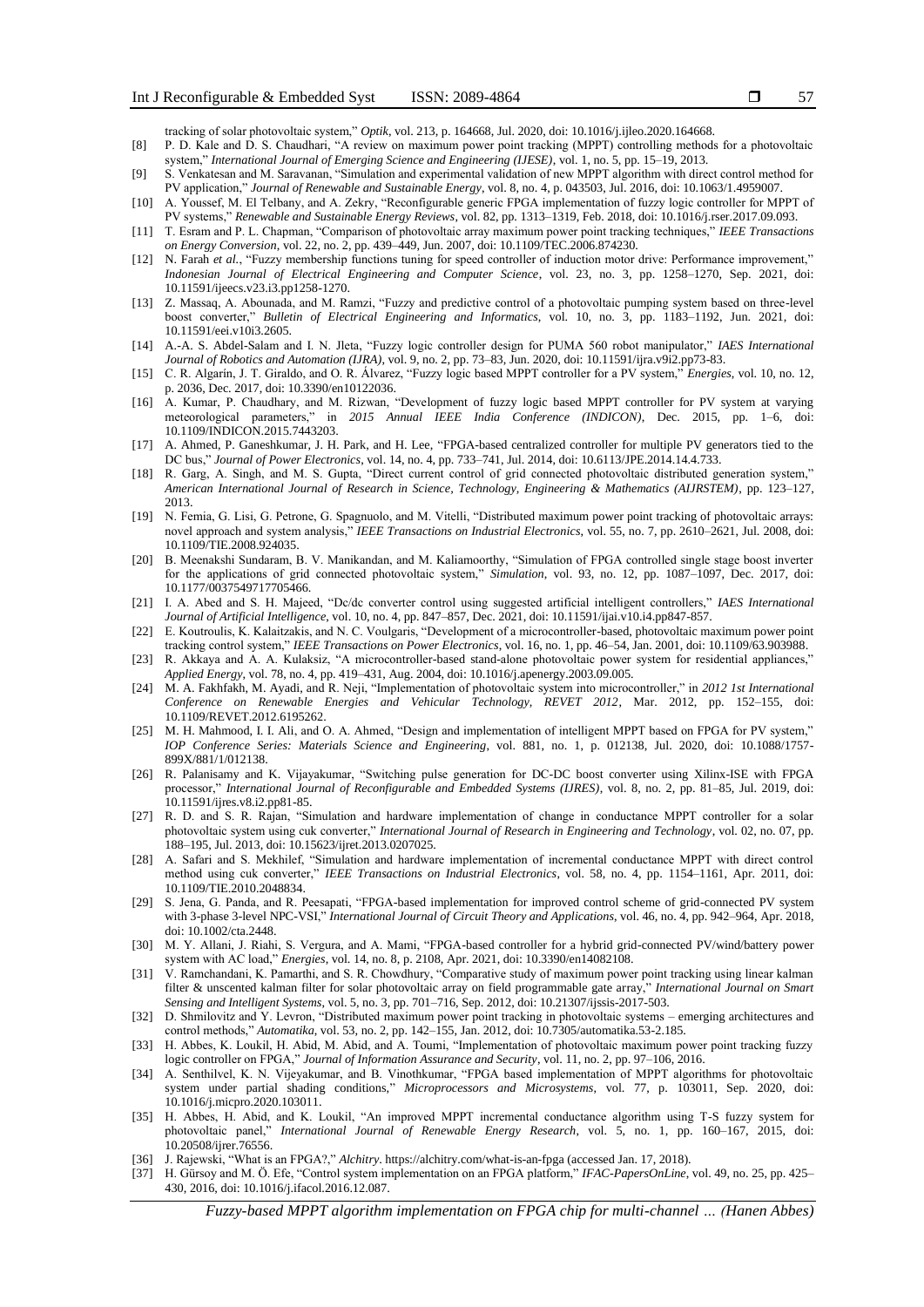tracking of solar photovoltaic system," *Optik*, vol. 213, p. 164668, Jul. 2020, doi: 10.1016/j.ijleo.2020.164668.

[8] P. D. Kale and D. S. Chaudhari, "A review on maximum power point tracking (MPPT) controlling methods for a photovoltaic system," *International Journal of Emerging Science and Engineering (IJESE)*, vol. 1, no. 5, pp. 15–19, 2013.

[9] S. Venkatesan and M. Saravanan, "Simulation and experimental validation of new MPPT algorithm with direct control method for PV application," *Journal of Renewable and Sustainable Energy*, vol. 8, no. 4, p. 043503, Jul. 2016, doi: 10.1063/1.4959007.

[10] A. Youssef, M. El Telbany, and A. Zekry, "Reconfigurable generic FPGA implementation of fuzzy logic controller for MPPT of PV systems," *Renewable and Sustainable Energy Reviews*, vol. 82, pp. 1313–1319, Feb. 2018, doi: 10.1016/j.rser.2017.09.093.

[11] T. Esram and P. L. Chapman, "Comparison of photovoltaic array maximum power point tracking techniques," *IEEE Transactions on Energy Conversion*, vol. 22, no. 2, pp. 439–449, Jun. 2007, doi: 10.1109/TEC.2006.874230.

[12] N. Farah *et al.*, "Fuzzy membership functions tuning for speed controller of induction motor drive: Performance improvement," *Indonesian Journal of Electrical Engineering and Computer Science*, vol. 23, no. 3, pp. 1258–1270, Sep. 2021, doi: 10.11591/ijeecs.v23.i3.pp1258-1270.

[13] Z. Massaq, A. Abounada, and M. Ramzi, "Fuzzy and predictive control of a photovoltaic pumping system based on three-level boost converter," *Bulletin of Electrical Engineering and Informatics*, vol. 10, no. 3, pp. 1183–1192, Jun. 2021, doi: 10.11591/eei.v10i3.2605.

[14] A.-A. S. Abdel-Salam and I. N. Jleta, "Fuzzy logic controller design for PUMA 560 robot manipulator," *IAES International Journal of Robotics and Automation (IJRA)*, vol. 9, no. 2, pp. 73–83, Jun. 2020, doi: 10.11591/ijra.v9i2.pp73-83.

[15] C. R. Algarín, J. T. Giraldo, and O. R. Álvarez, "Fuzzy logic based MPPT controller for a PV system," *Energies*, vol. 10, no. 12, p. 2036, Dec. 2017, doi: 10.3390/en10122036.

[16] A. Kumar, P. Chaudhary, and M. Rizwan, "Development of fuzzy logic based MPPT controller for PV system at varying meteorological parameters," in *2015 Annual IEEE India Conference (INDICON)*, Dec. 2015, pp. 1–6, doi: 10.1109/INDICON.2015.7443203.

[17] A. Ahmed, P. Ganeshkumar, J. H. Park, and H. Lee, "FPGA-based centralized controller for multiple PV generators tied to the DC bus," *Journal of Power Electronics*, vol. 14, no. 4, pp. 733–741, Jul. 2014, doi: 10.6113/JPE.2014.14.4.733.

[18] R. Garg, A. Singh, and M. S. Gupta, "Direct current control of grid connected photovoltaic distributed generation system," *American International Journal of Research in Science, Technology, Engineering & Mathematics (AIJRSTEM)*, pp. 123–127, 2013.

[19] N. Femia, G. Lisi, G. Petrone, G. Spagnuolo, and M. Vitelli, "Distributed maximum power point tracking of photovoltaic arrays: novel approach and system analysis," *IEEE Transactions on Industrial Electronics*, vol. 55, no. 7, pp. 2610–2621, Jul. 2008, doi: 10.1109/TIE.2008.924035.

[20] B. Meenakshi Sundaram, B. V. Manikandan, and M. Kaliamoorthy, "Simulation of FPGA controlled single stage boost inverter for the applications of grid connected photovoltaic system," *Simulation*, vol. 93, no. 12, pp. 1087–1097, Dec. 2017, doi: 10.1177/0037549717705466.

[21] I. A. Abed and S. H. Majeed, "Dc/dc converter control using suggested artificial intelligent controllers," *IAES International Journal of Artificial Intelligence*, vol. 10, no. 4, pp. 847–857, Dec. 2021, doi: 10.11591/ijai.v10.i4.pp847-857.

[22] E. Koutroulis, K. Kalaitzakis, and N. C. Voulgaris, "Development of a microcontroller-based, photovoltaic maximum power point tracking control system," *IEEE Transactions on Power Electronics*, vol. 16, no. 1, pp. 46–54, Jan. 2001, doi: 10.1109/63.903988.

[23] R. Akkaya and A. A. Kulaksiz, "A microcontroller-based stand-alone photovoltaic power system for residential appliances," *Applied Energy*, vol. 78, no. 4, pp. 419–431, Aug. 2004, doi: 10.1016/j.apenergy.2003.09.005.

[24] M. A. Fakhfakh, M. Ayadi, and R. Neji, "Implementation of photovoltaic system into microcontroller," in *2012 1st International Conference on Renewable Energies and Vehicular Technology, REVET 2012*, Mar. 2012, pp. 152–155, doi: 10.1109/REVET.2012.6195262.

[25] M. H. Mahmood, I. I. Ali, and O. A. Ahmed, "Design and implementation of intelligent MPPT based on FPGA for PV system," *IOP Conference Series: Materials Science and Engineering*, vol. 881, no. 1, p. 012138, Jul. 2020, doi: 10.1088/1757-899X/881/1/012138.

[26] R. Palanisamy and K. Vijayakumar, "Switching pulse generation for DC-DC boost converter using Xilinx-ISE with FPGA processor," *International Journal of Reconfigurable and Embedded Systems (IJRES)*, vol. 8, no. 2, pp. 81–85, Jul. 2019, doi: 10.11591/ijres.v8.i2.pp81-85.

[27] R. D. and S. R. Rajan, "Simulation and hardware implementation of change in conductance MPPT controller for a solar photovoltaic system using cuk converter," *International Journal of Research in Engineering and Technology*, vol. 02, no. 07, pp. 188–195, Jul. 2013, doi: 10.15623/ijret.2013.0207025.

[28] A. Safari and S. Mekhilef, "Simulation and hardware implementation of incremental conductance MPPT with direct control method using cuk converter," *IEEE Transactions on Industrial Electronics*, vol. 58, no. 4, pp. 1154–1161, Apr. 2011, doi: 10.1109/TIE.2010.2048834.

[29] S. Jena, G. Panda, and R. Peesapati, "FPGA-based implementation for improved control scheme of grid-connected PV system with 3-phase 3-level NPC-VSI," *International Journal of Circuit Theory and Applications*, vol. 46, no. 4, pp. 942–964, Apr. 2018, doi: 10.1002/cta.2448.

[30] M. Y. Allani, J. Riahi, S. Vergura, and A. Mami, "FPGA-based controller for a hybrid grid-connected PV/wind/battery power system with AC load," *Energies*, vol. 14, no. 8, p. 2108, Apr. 2021, doi: 10.3390/en14082108.

[31] V. Ramchandani, K. Pamarthi, and S. R. Chowdhury, "Comparative study of maximum power point tracking using linear kalman filter & unscented kalman filter for solar photovoltaic array on field programmable gate array," *International Journal on Smart Sensing and Intelligent Systems*, vol. 5, no. 3, pp. 701–716, Sep. 2012, doi: 10.21307/ijssis-2017-503.

[32] D. Shmilovitz and Y. Levron, "Distributed maximum power point tracking in photovoltaic systems – emerging architectures and control methods," *Automatika*, vol. 53, no. 2, pp. 142–155, Jan. 2012, doi: 10.7305/automatika.53-2.185.

[33] H. Abbes, K. Loukil, H. Abid, M. Abid, and A. Toumi, "Implementation of photovoltaic maximum power point tracking fuzzy logic controller on FPGA," *Journal of Information Assurance and Security*, vol. 11, no. 2, pp. 97–106, 2016.

[34] A. Senthilvel, K. N. Vijeyakumar, and B. Vinothkumar, "FPGA based implementation of MPPT algorithms for photovoltaic system under partial shading conditions," *Microprocessors and Microsystems*, vol. 77, p. 103011, Sep. 2020, doi: 10.1016/j.micpro.2020.103011.

[35] H. Abbes, H. Abid, and K. Loukil, "An improved MPPT incremental conductance algorithm using T-S fuzzy system for photovoltaic panel," *International Journal of Renewable Energy Research*, vol. 5, no. 1, pp. 160–167, 2015, doi: 10.20508/ijrer.76556.

[36] J. Rajewski, "What is an FPGA?," *Alchitry*. https://alchitry.com/what-is-an-fpga (accessed Jan. 17, 2018).

[37] H. Gürsoy and M. Ö. Efe, "Control system implementation on an FPGA platform," *IFAC-PapersOnLine*, vol. 49, no. 25, pp. 425–430, 2016, doi: 10.1016/j.ifacol.2016.12.087.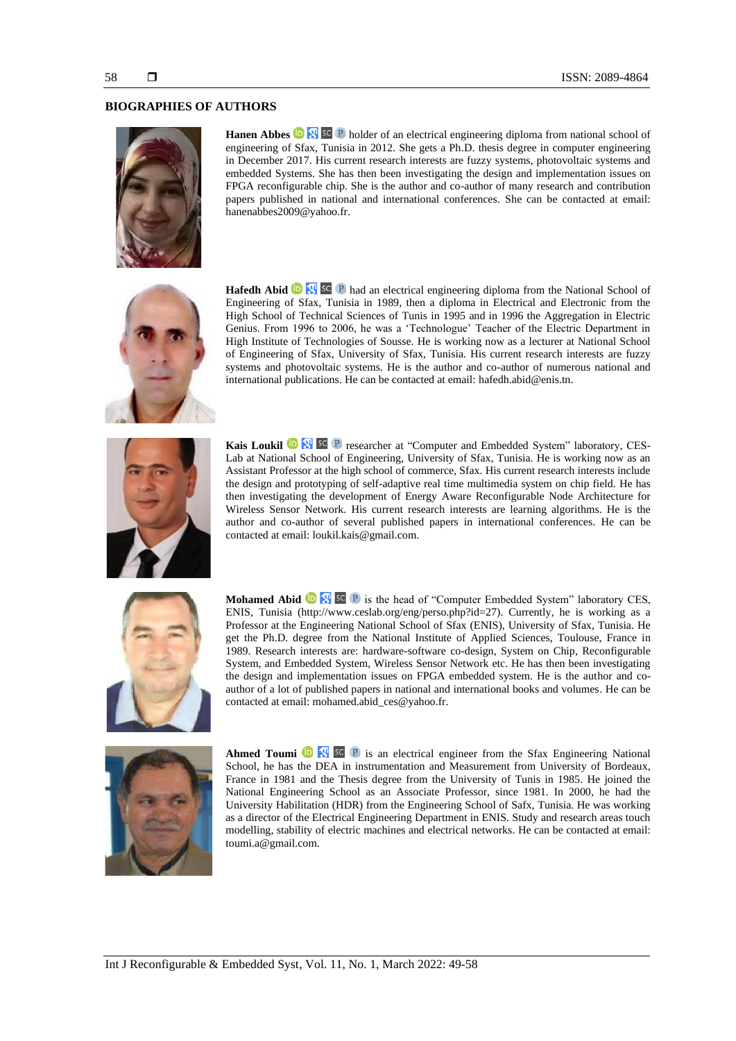## BIOGRAPHIES OF AUTHORS

**Hanen Abbes** holder of an electrical engineering diploma from national school of engineering of Sfax, Tunisia in 2012. She gets a Ph.D. thesis degree in computer engineering in December 2017. His current research interests are fuzzy systems, photovoltaic systems and embedded Systems. She has then been investigating the design and implementation issues on FPGA reconfigurable chip. She is the author and co-author of many research and contribution papers published in national and international conferences. She can be contacted at email: hanenabbes2009@yahoo.fr.

**Hafedh Abid** had an electrical engineering diploma from the National School of Engineering of Sfax, Tunisia in 1989, then a diploma in Electrical and Electronic from the High School of Technical Sciences of Tunis in 1995 and in 1996 the Aggregation in Electric Genius. From 1996 to 2006, he was a 'Technologue' Teacher of the Electric Department in High Institute of Technologies of Sousse. He is working now as a lecturer at National School of Engineering of Sfax, University of Sfax, Tunisia. His current research interests are fuzzy systems and photovoltaic systems. He is the author and co-author of numerous national and international publications. He can be contacted at email: hafedh.abid@enis.tn.

**Kais Loukil** researcher at "Computer and Embedded System" laboratory, CES-Lab at National School of Engineering, University of Sfax, Tunisia. He is working now as an Assistant Professor at the high school of commerce, Sfax. His current research interests include the design and prototyping of self-adaptive real time multimedia system on chip field. He has then investigating the development of Energy Aware Reconfigurable Node Architecture for Wireless Sensor Network. His current research interests are learning algorithms. He is the author and co-author of several published papers in international conferences. He can be contacted at email: loukil.kais@gmail.com.

**Mohamed Abid** is the head of "Computer Embedded System" laboratory CES, ENIS, Tunisia (http://www.ceslab.org/eng/perso.php?id=27). Currently, he is working as a Professor at the Engineering National School of Sfax (ENIS), University of Sfax, Tunisia. He get the Ph.D. degree from the National Institute of Applied Sciences, Toulouse, France in 1989. Research interests are: hardware-software co-design, System on Chip, Reconfigurable System, and Embedded System, Wireless Sensor Network etc. He has then been investigating the design and implementation issues on FPGA embedded system. He is the author and co-author of a lot of published papers in national and international books and volumes. He can be contacted at email: mohamed.abid_ces@yahoo.fr.

**Ahmed Toumi** is an electrical engineer from the Sfax Engineering National School, he has the DEA in instrumentation and Measurement from University of Bordeaux, France in 1981 and the Thesis degree from the University of Tunis in 1985. He joined the National Engineering School as an Associate Professor, since 1981. In 2000, he had the University Habilitation (HDR) from the Engineering School of Safx, Tunisia. He was working as a director of the Electrical Engineering Department in ENIS. Study and research areas touch modelling, stability of electric machines and electrical networks. He can be contacted at email: toumi.a@gmail.com.